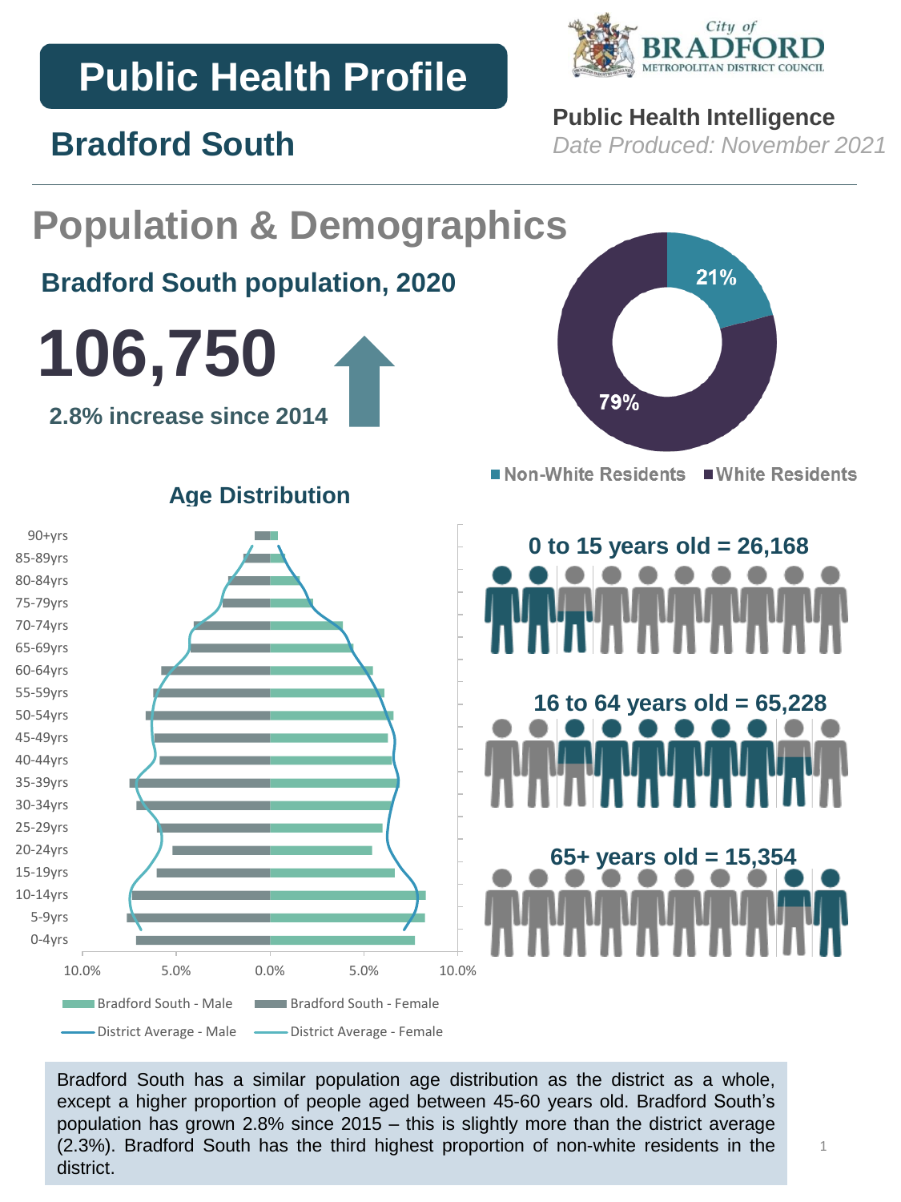# Public Health Profile

## Bradford South

City of BRADFORD METROPOLITAN DISTRICT COUNCIL

**Public Health Intelligence**

*Date Produced: November 2021*

## Population & Demographics

### Bradford South population, 2020

**106,750**

**2.8% increase since 2014**

21% Non-White Residents
79% White Residents

### Age Distribution

Bradford South - Male | Bradford South - Female | District Average - Male | District Average - Female

**0 to 15 years old = 26,168**

**16 to 64 years old = 65,228**

**65+ years old = 15,354**

Bradford South has a similar population age distribution as the district as a whole, except a higher proportion of people aged between 45-60 years old. Bradford South's population has grown 2.8% since 2015 – this is slightly more than the district average (2.3%). Bradford South has the third highest proportion of non-white residents in the district.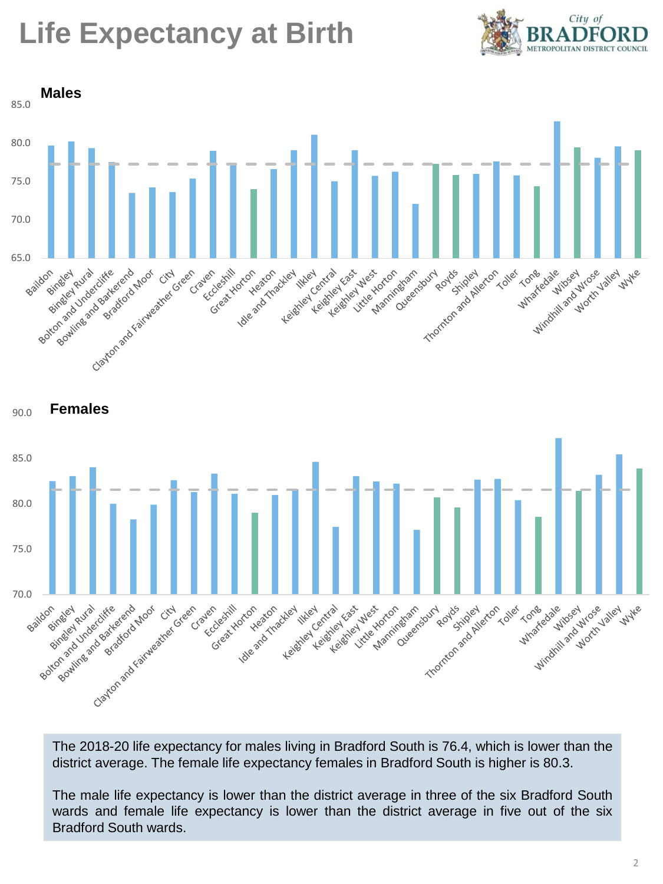# Life Expectancy at Birth

City of BRADFORD METROPOLITAN DISTRICT COUNCIL

## Males

## Females

The 2018-20 life expectancy for males living in Bradford South is 76.4, which is lower than the district average. The female life expectancy females in Bradford South is higher is 80.3.

The male life expectancy is lower than the district average in three of the six Bradford South wards and female life expectancy is lower than the district average in five out of the six Bradford South wards.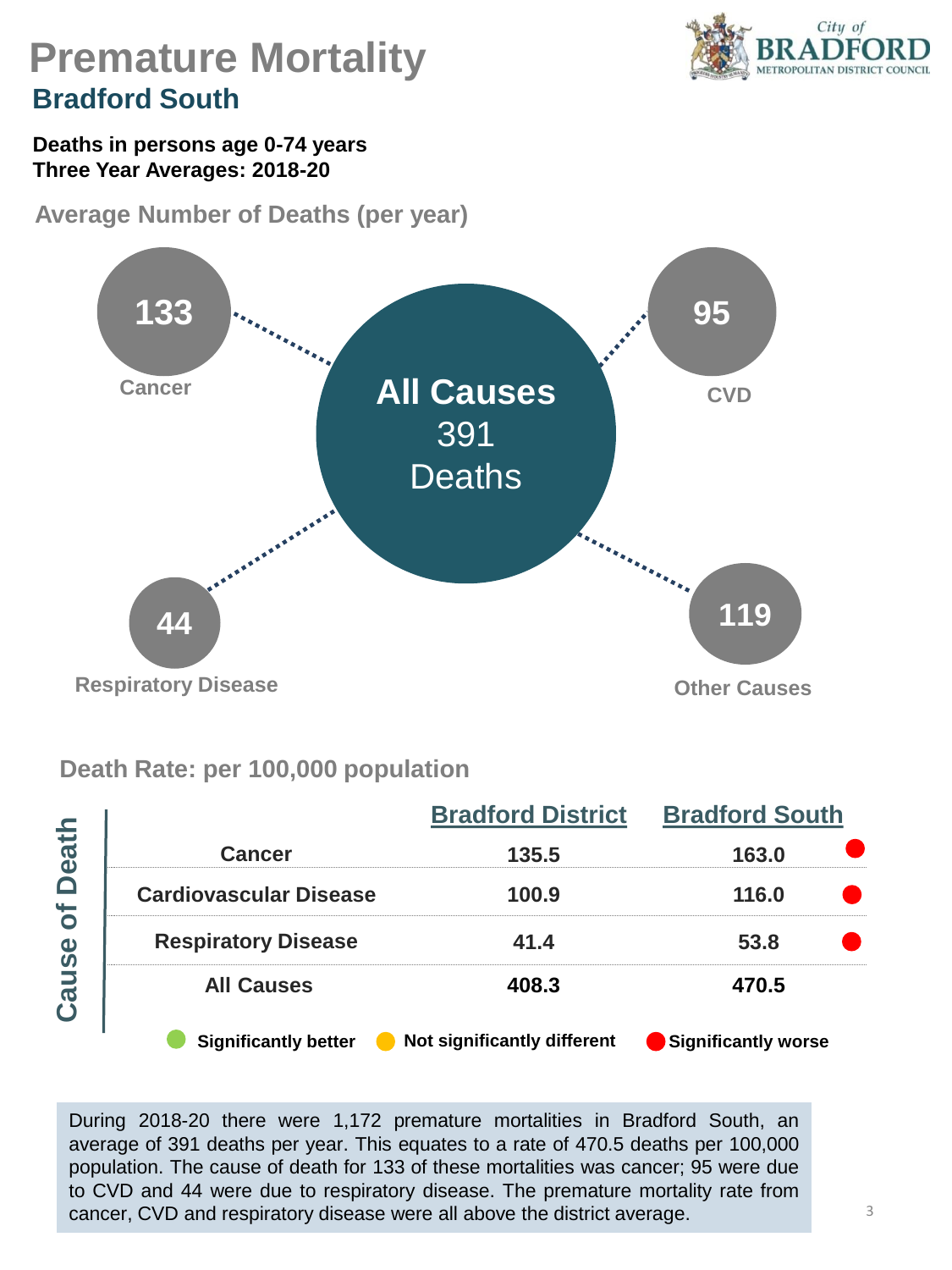# Premature Mortality

## Bradford South

**Deaths in persons age 0-74 years**
**Three Year Averages: 2018-20**

### Average Number of Deaths (per year)

**All Causes**
391
Deaths

- **Cancer:** 133
- **CVD:** 95
- **Respiratory Disease:** 44
- **Other Causes:** 119

### Death Rate: per 100,000 population

| Cause of Death | Bradford District | Bradford South | |
|---|---|---|---|
| Cancer | 135.5 | 163.0 | Significantly worse |
| Cardiovascular Disease | 100.9 | 116.0 | Significantly worse |
| Respiratory Disease | 41.4 | 53.8 | Significantly worse |
| All Causes | 408.3 | 470.5 | |

Key: Significantly better · Not significantly different · Significantly worse

During 2018-20 there were 1,172 premature mortalities in Bradford South, an average of 391 deaths per year. This equates to a rate of 470.5 deaths per 100,000 population. The cause of death for 133 of these mortalities was cancer; 95 were due to CVD and 44 were due to respiratory disease. The premature mortality rate from cancer, CVD and respiratory disease were all above the district average.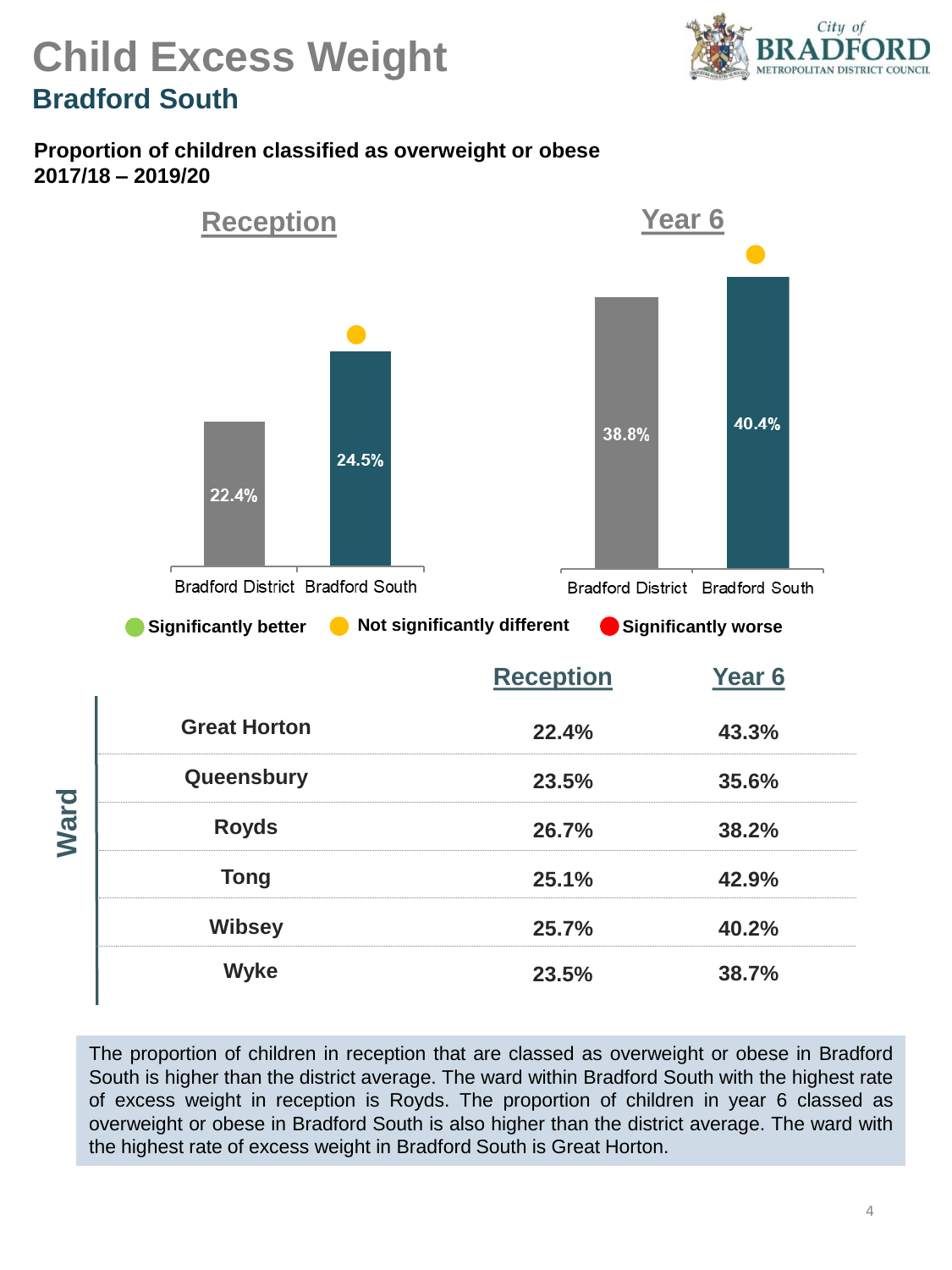# Child Excess Weight

## Bradford South

**Proportion of children classified as overweight or obese 2017/18 – 2019/20**

### Reception

| | Bradford District | Bradford South |
|---|---|---|
| Reception | 22.4% | 24.5% (Not significantly different) |

### Year 6

| | Bradford District | Bradford South |
|---|---|---|
| Year 6 | 38.8% | 40.4% (Not significantly different) |

Significantly better | Not significantly different | Significantly worse

| Ward | Reception | Year 6 |
|---|---|---|
| Great Horton | 22.4% | 43.3% |
| Queensbury | 23.5% | 35.6% |
| Royds | 26.7% | 38.2% |
| Tong | 25.1% | 42.9% |
| Wibsey | 25.7% | 40.2% |
| Wyke | 23.5% | 38.7% |

The proportion of children in reception that are classed as overweight or obese in Bradford South is higher than the district average. The ward within Bradford South with the highest rate of excess weight in reception is Royds. The proportion of children in year 6 classed as overweight or obese in Bradford South is also higher than the district average. The ward with the highest rate of excess weight in Bradford South is Great Horton.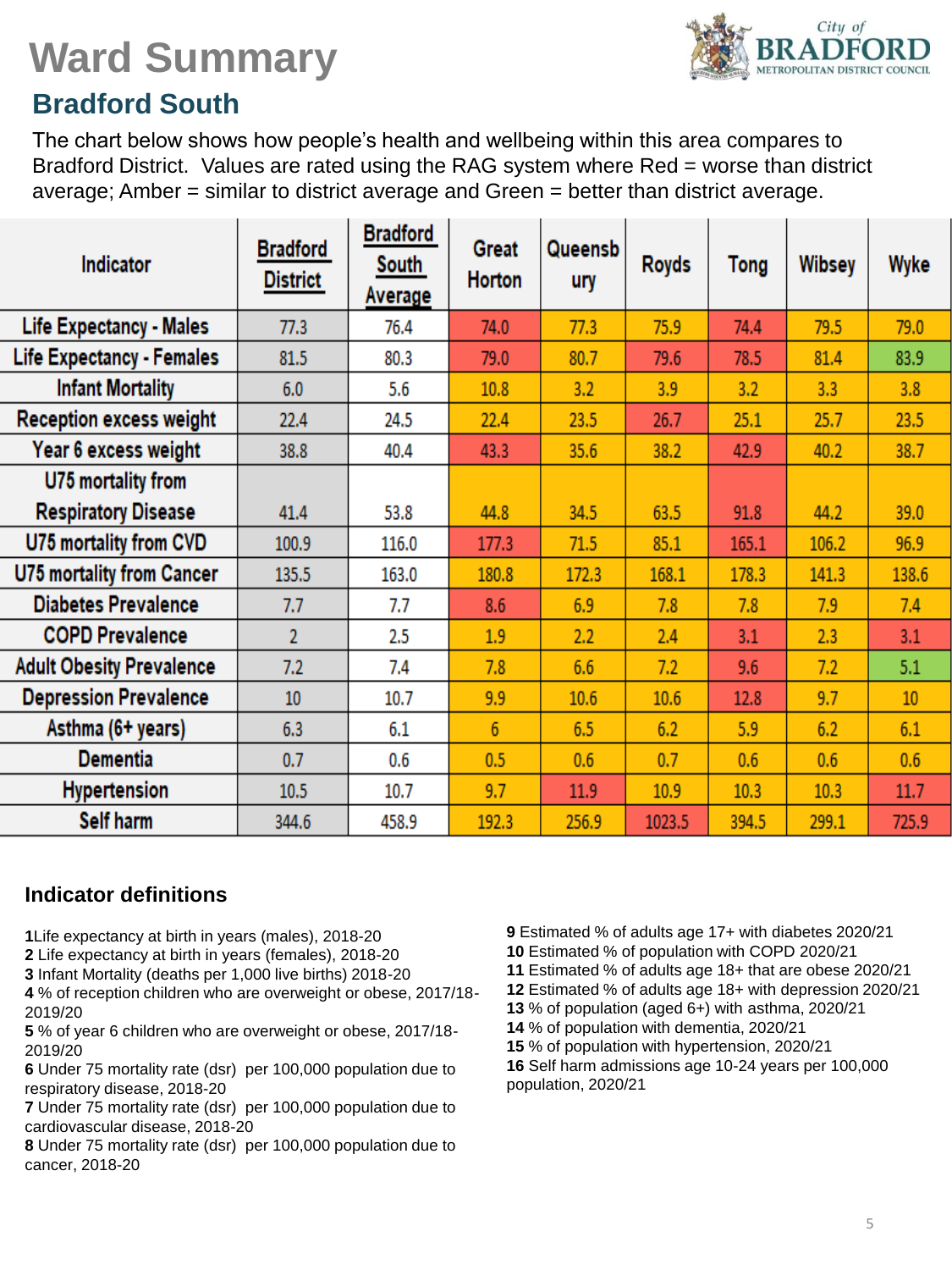# Ward Summary

## Bradford South

The chart below shows how people's health and wellbeing within this area compares to Bradford District. Values are rated using the RAG system where Red = worse than district average; Amber = similar to district average and Green = better than district average.

| Indicator | Bradford District | Bradford South Average | Great Horton | Queensbury | Royds | Tong | Wibsey | Wyke |
|---|---|---|---|---|---|---|---|---|
| Life Expectancy - Males | 77.3 | 76.4 | 74.0 | 77.3 | 75.9 | 74.4 | 79.5 | 79.0 |
| Life Expectancy - Females | 81.5 | 80.3 | 79.0 | 80.7 | 79.6 | 78.5 | 81.4 | 83.9 |
| Infant Mortality | 6.0 | 5.6 | 10.8 | 3.2 | 3.9 | 3.2 | 3.3 | 3.8 |
| Reception excess weight | 22.4 | 24.5 | 22.4 | 23.5 | 26.7 | 25.1 | 25.7 | 23.5 |
| Year 6 excess weight | 38.8 | 40.4 | 43.3 | 35.6 | 38.2 | 42.9 | 40.2 | 38.7 |
| U75 mortality from Respiratory Disease | 41.4 | 53.8 | 44.8 | 34.5 | 63.5 | 91.8 | 44.2 | 39.0 |
| U75 mortality from CVD | 100.9 | 116.0 | 177.3 | 71.5 | 85.1 | 165.1 | 106.2 | 96.9 |
| U75 mortality from Cancer | 135.5 | 163.0 | 180.8 | 172.3 | 168.1 | 178.3 | 141.3 | 138.6 |
| Diabetes Prevalence | 7.7 | 7.7 | 8.6 | 6.9 | 7.8 | 7.8 | 7.9 | 7.4 |
| COPD Prevalence | 2 | 2.5 | 1.9 | 2.2 | 2.4 | 3.1 | 2.3 | 3.1 |
| Adult Obesity Prevalence | 7.2 | 7.4 | 7.8 | 6.6 | 7.2 | 9.6 | 7.2 | 5.1 |
| Depression Prevalence | 10 | 10.7 | 9.9 | 10.6 | 10.6 | 12.8 | 9.7 | 10 |
| Asthma (6+ years) | 6.3 | 6.1 | 6 | 6.5 | 6.2 | 5.9 | 6.2 | 6.1 |
| Dementia | 0.7 | 0.6 | 0.5 | 0.6 | 0.7 | 0.6 | 0.6 | 0.6 |
| Hypertension | 10.5 | 10.7 | 9.7 | 11.9 | 10.9 | 10.3 | 10.3 | 11.7 |
| Self harm | 344.6 | 458.9 | 192.3 | 256.9 | 1023.5 | 394.5 | 299.1 | 725.9 |

### Indicator definitions

**1** Life expectancy at birth in years (males), 2018-20
**2** Life expectancy at birth in years (females), 2018-20
**3** Infant Mortality (deaths per 1,000 live births) 2018-20
**4** % of reception children who are overweight or obese, 2017/18-2019/20
**5** % of year 6 children who are overweight or obese, 2017/18-2019/20
**6** Under 75 mortality rate (dsr) per 100,000 population due to respiratory disease, 2018-20
**7** Under 75 mortality rate (dsr) per 100,000 population due to cardiovascular disease, 2018-20
**8** Under 75 mortality rate (dsr) per 100,000 population due to cancer, 2018-20
**9** Estimated % of adults age 17+ with diabetes 2020/21
**10** Estimated % of population with COPD 2020/21
**11** Estimated % of adults age 18+ that are obese 2020/21
**12** Estimated % of adults age 18+ with depression 2020/21
**13** % of population (aged 6+) with asthma, 2020/21
**14** % of population with dementia, 2020/21
**15** % of population with hypertension, 2020/21
**16** Self harm admissions age 10-24 years per 100,000 population, 2020/21